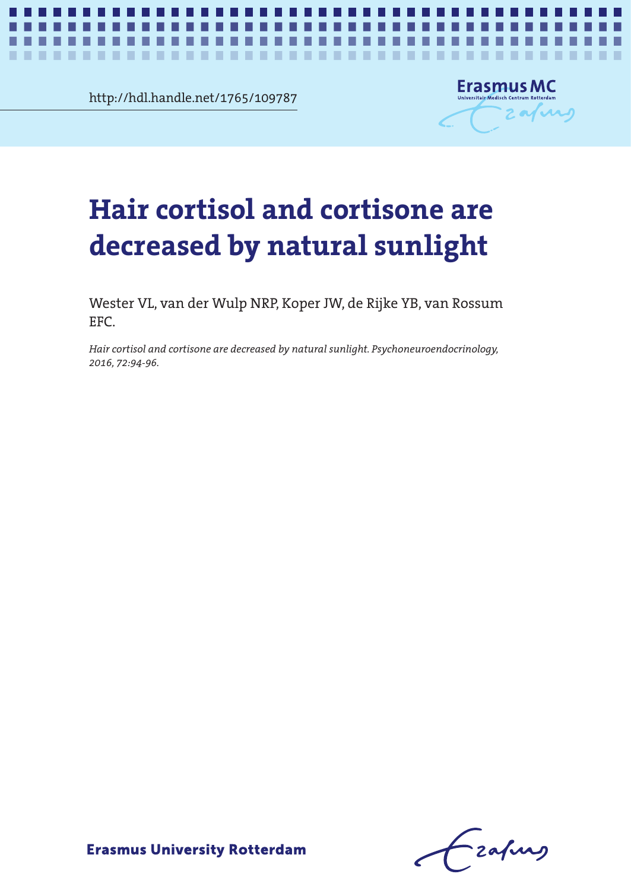http://hdl.handle.net/1765/109787

Erasmus MC
Universitair Medisch Centrum Rotterdam

# Hair cortisol and cortisone are decreased by natural sunlight

Wester VL, van der Wulp NRP, Koper JW, de Rijke YB, van Rossum EFC.

*Hair cortisol and cortisone are decreased by natural sunlight. Psychoneuroendocrinology, 2016, 72:94-96.*

Erasmus University Rotterdam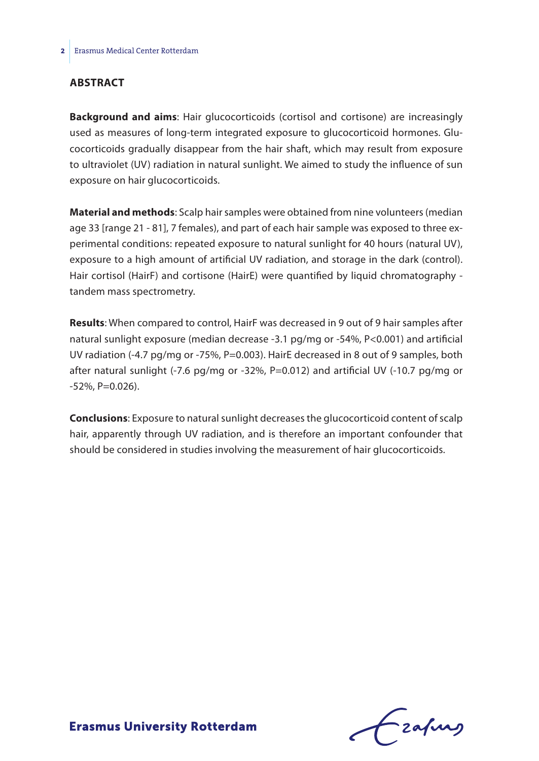## ABSTRACT

**Background and aims**: Hair glucocorticoids (cortisol and cortisone) are increasingly used as measures of long-term integrated exposure to glucocorticoid hormones. Glucocorticoids gradually disappear from the hair shaft, which may result from exposure to ultraviolet (UV) radiation in natural sunlight. We aimed to study the influence of sun exposure on hair glucocorticoids.

**Material and methods**: Scalp hair samples were obtained from nine volunteers (median age 33 [range 21 - 81], 7 females), and part of each hair sample was exposed to three experimental conditions: repeated exposure to natural sunlight for 40 hours (natural UV), exposure to a high amount of artificial UV radiation, and storage in the dark (control). Hair cortisol (HairF) and cortisone (HairE) were quantified by liquid chromatography - tandem mass spectrometry.

**Results**: When compared to control, HairF was decreased in 9 out of 9 hair samples after natural sunlight exposure (median decrease -3.1 pg/mg or -54%, $P<0.001$) and artificial UV radiation (-4.7 pg/mg or -75%, $P=0.003$). HairE decreased in 8 out of 9 samples, both after natural sunlight (-7.6 pg/mg or -32%, $P=0.012$) and artificial UV (-10.7 pg/mg or -52%, $P=0.026$).

**Conclusions**: Exposure to natural sunlight decreases the glucocorticoid content of scalp hair, apparently through UV radiation, and is therefore an important confounder that should be considered in studies involving the measurement of hair glucocorticoids.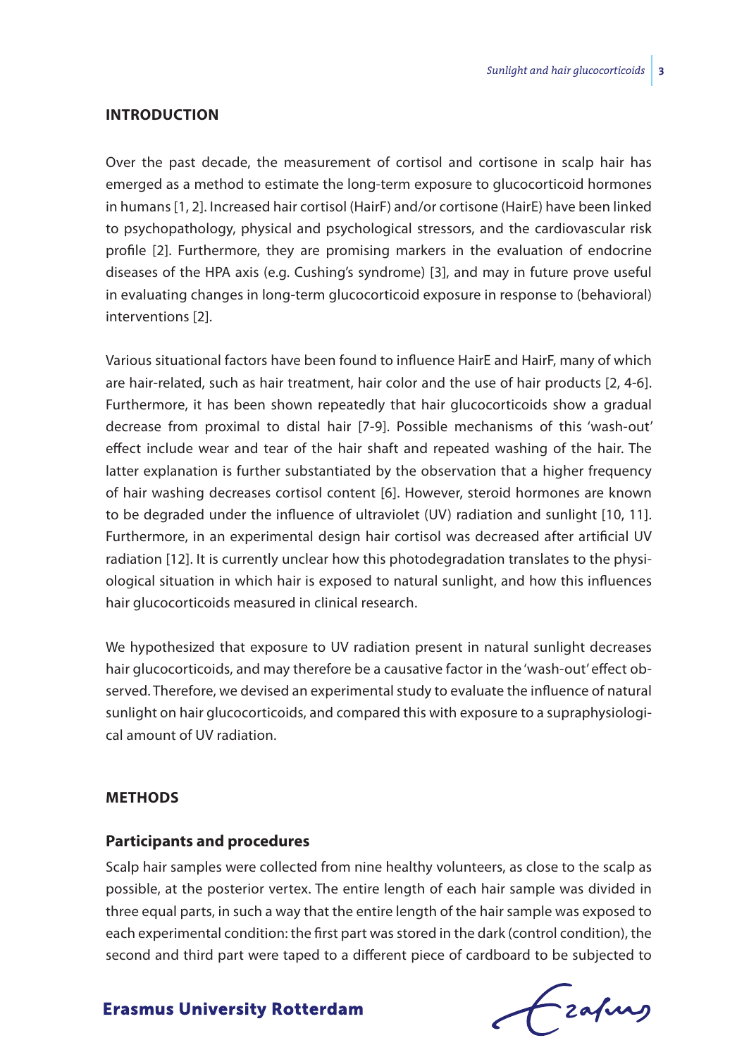## INTRODUCTION

Over the past decade, the measurement of cortisol and cortisone in scalp hair has emerged as a method to estimate the long-term exposure to glucocorticoid hormones in humans [1, 2]. Increased hair cortisol (HairF) and/or cortisone (HairE) have been linked to psychopathology, physical and psychological stressors, and the cardiovascular risk profile [2]. Furthermore, they are promising markers in the evaluation of endocrine diseases of the HPA axis (e.g. Cushing's syndrome) [3], and may in future prove useful in evaluating changes in long-term glucocorticoid exposure in response to (behavioral) interventions [2].

Various situational factors have been found to influence HairE and HairF, many of which are hair-related, such as hair treatment, hair color and the use of hair products [2, 4-6]. Furthermore, it has been shown repeatedly that hair glucocorticoids show a gradual decrease from proximal to distal hair [7-9]. Possible mechanisms of this 'wash-out' effect include wear and tear of the hair shaft and repeated washing of the hair. The latter explanation is further substantiated by the observation that a higher frequency of hair washing decreases cortisol content [6]. However, steroid hormones are known to be degraded under the influence of ultraviolet (UV) radiation and sunlight [10, 11]. Furthermore, in an experimental design hair cortisol was decreased after artificial UV radiation [12]. It is currently unclear how this photodegradation translates to the physiological situation in which hair is exposed to natural sunlight, and how this influences hair glucocorticoids measured in clinical research.

We hypothesized that exposure to UV radiation present in natural sunlight decreases hair glucocorticoids, and may therefore be a causative factor in the 'wash-out' effect observed. Therefore, we devised an experimental study to evaluate the influence of natural sunlight on hair glucocorticoids, and compared this with exposure to a supraphysiological amount of UV radiation.

## METHODS

### Participants and procedures

Scalp hair samples were collected from nine healthy volunteers, as close to the scalp as possible, at the posterior vertex. The entire length of each hair sample was divided in three equal parts, in such a way that the entire length of the hair sample was exposed to each experimental condition: the first part was stored in the dark (control condition), the second and third part were taped to a different piece of cardboard to be subjected to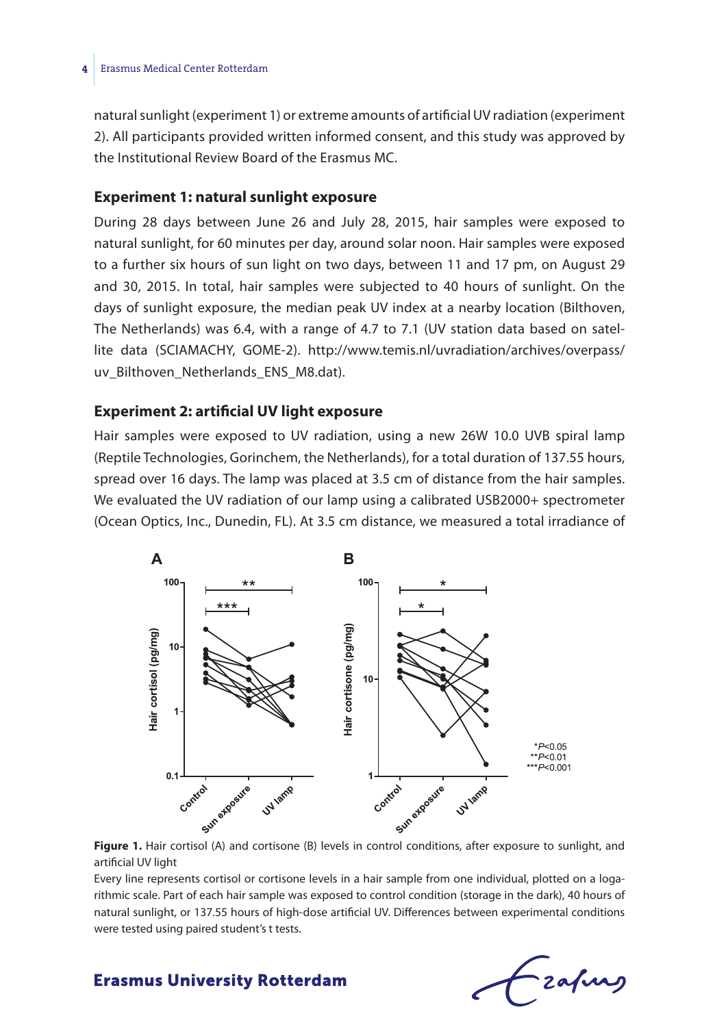natural sunlight (experiment 1) or extreme amounts of artificial UV radiation (experiment 2). All participants provided written informed consent, and this study was approved by the Institutional Review Board of the Erasmus MC.

### Experiment 1: natural sunlight exposure

During 28 days between June 26 and July 28, 2015, hair samples were exposed to natural sunlight, for 60 minutes per day, around solar noon. Hair samples were exposed to a further six hours of sun light on two days, between 11 and 17 pm, on August 29 and 30, 2015. In total, hair samples were subjected to 40 hours of sunlight. On the days of sunlight exposure, the median peak UV index at a nearby location (Bilthoven, The Netherlands) was 6.4, with a range of 4.7 to 7.1 (UV station data based on satellite data (SCIAMACHY, GOME-2). http://www.temis.nl/uvradiation/archives/overpass/uv_Bilthoven_Netherlands_ENS_M8.dat).

### Experiment 2: artificial UV light exposure

Hair samples were exposed to UV radiation, using a new 26W 10.0 UVB spiral lamp (Reptile Technologies, Gorinchem, the Netherlands), for a total duration of 137.55 hours, spread over 16 days. The lamp was placed at 3.5 cm of distance from the hair samples. We evaluated the UV radiation of our lamp using a calibrated USB2000+ spectrometer (Ocean Optics, Inc., Dunedin, FL). At 3.5 cm distance, we measured a total irradiance of

**Figure 1.** Hair cortisol (A) and cortisone (B) levels in control conditions, after exposure to sunlight, and artificial UV light

Every line represents cortisol or cortisone levels in a hair sample from one individual, plotted on a logarithmic scale. Part of each hair sample was exposed to control condition (storage in the dark), 40 hours of natural sunlight, or 137.55 hours of high-dose artificial UV. Differences between experimental conditions were tested using paired student's t tests.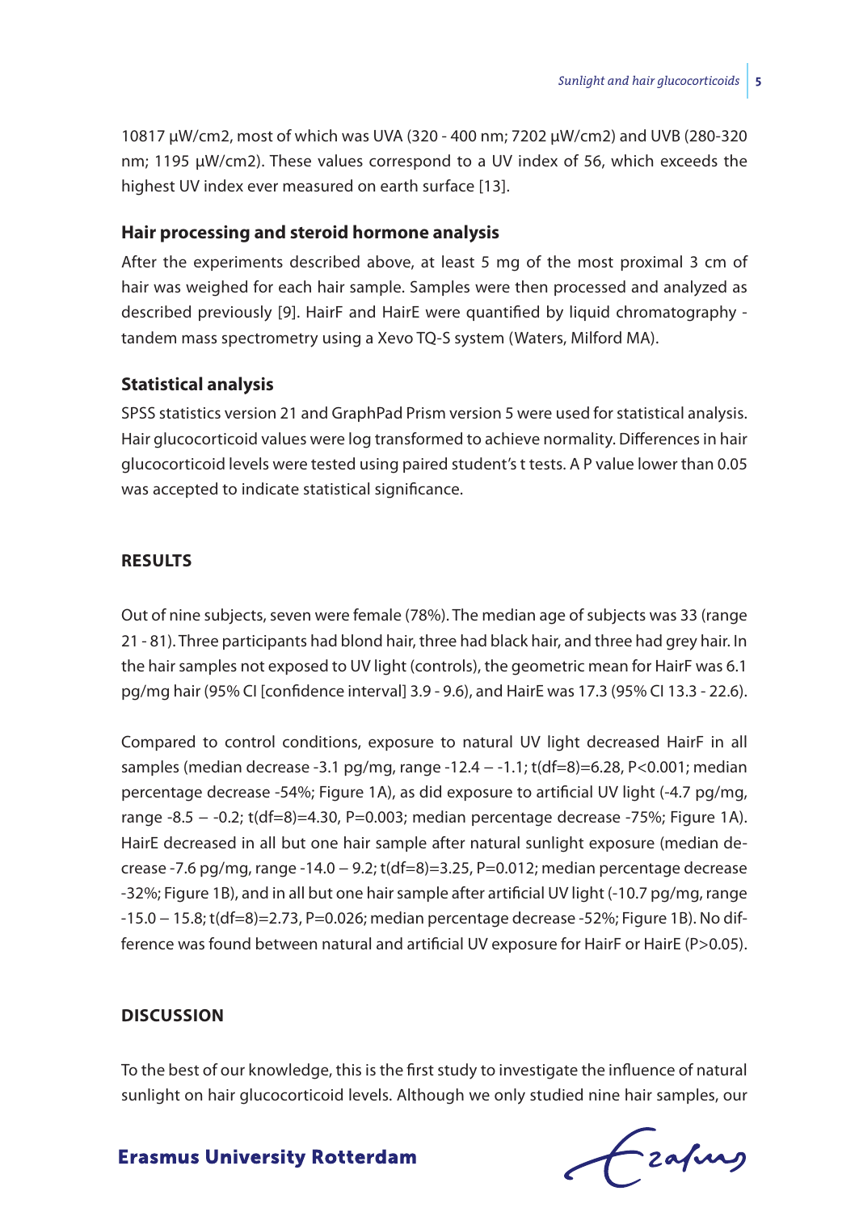10817 μW/cm2, most of which was UVA (320 - 400 nm; 7202 μW/cm2) and UVB (280-320 nm; 1195 μW/cm2). These values correspond to a UV index of 56, which exceeds the highest UV index ever measured on earth surface [13].

### Hair processing and steroid hormone analysis

After the experiments described above, at least 5 mg of the most proximal 3 cm of hair was weighed for each hair sample. Samples were then processed and analyzed as described previously [9]. HairF and HairE were quantified by liquid chromatography - tandem mass spectrometry using a Xevo TQ-S system (Waters, Milford MA).

### Statistical analysis

SPSS statistics version 21 and GraphPad Prism version 5 were used for statistical analysis. Hair glucocorticoid values were log transformed to achieve normality. Differences in hair glucocorticoid levels were tested using paired student's t tests. A P value lower than 0.05 was accepted to indicate statistical significance.

## RESULTS

Out of nine subjects, seven were female (78%). The median age of subjects was 33 (range 21 - 81). Three participants had blond hair, three had black hair, and three had grey hair. In the hair samples not exposed to UV light (controls), the geometric mean for HairF was 6.1 pg/mg hair (95% CI [confidence interval] 3.9 - 9.6), and HairE was 17.3 (95% CI 13.3 - 22.6).

Compared to control conditions, exposure to natural UV light decreased HairF in all samples (median decrease -3.1 pg/mg, range -12.4 – -1.1; $t(df=8)=6.28$, $P<0.001$; median percentage decrease -54%; Figure 1A), as did exposure to artificial UV light (-4.7 pg/mg, range -8.5 – -0.2; $t(df=8)=4.30$, $P=0.003$; median percentage decrease -75%; Figure 1A). HairE decreased in all but one hair sample after natural sunlight exposure (median decrease -7.6 pg/mg, range -14.0 – 9.2; $t(df=8)=3.25$, $P=0.012$; median percentage decrease -32%; Figure 1B), and in all but one hair sample after artificial UV light (-10.7 pg/mg, range -15.0 – 15.8; $t(df=8)=2.73$, $P=0.026$; median percentage decrease -52%; Figure 1B). No difference was found between natural and artificial UV exposure for HairF or HairE ($P>0.05$).

## DISCUSSION

To the best of our knowledge, this is the first study to investigate the influence of natural sunlight on hair glucocorticoid levels. Although we only studied nine hair samples, our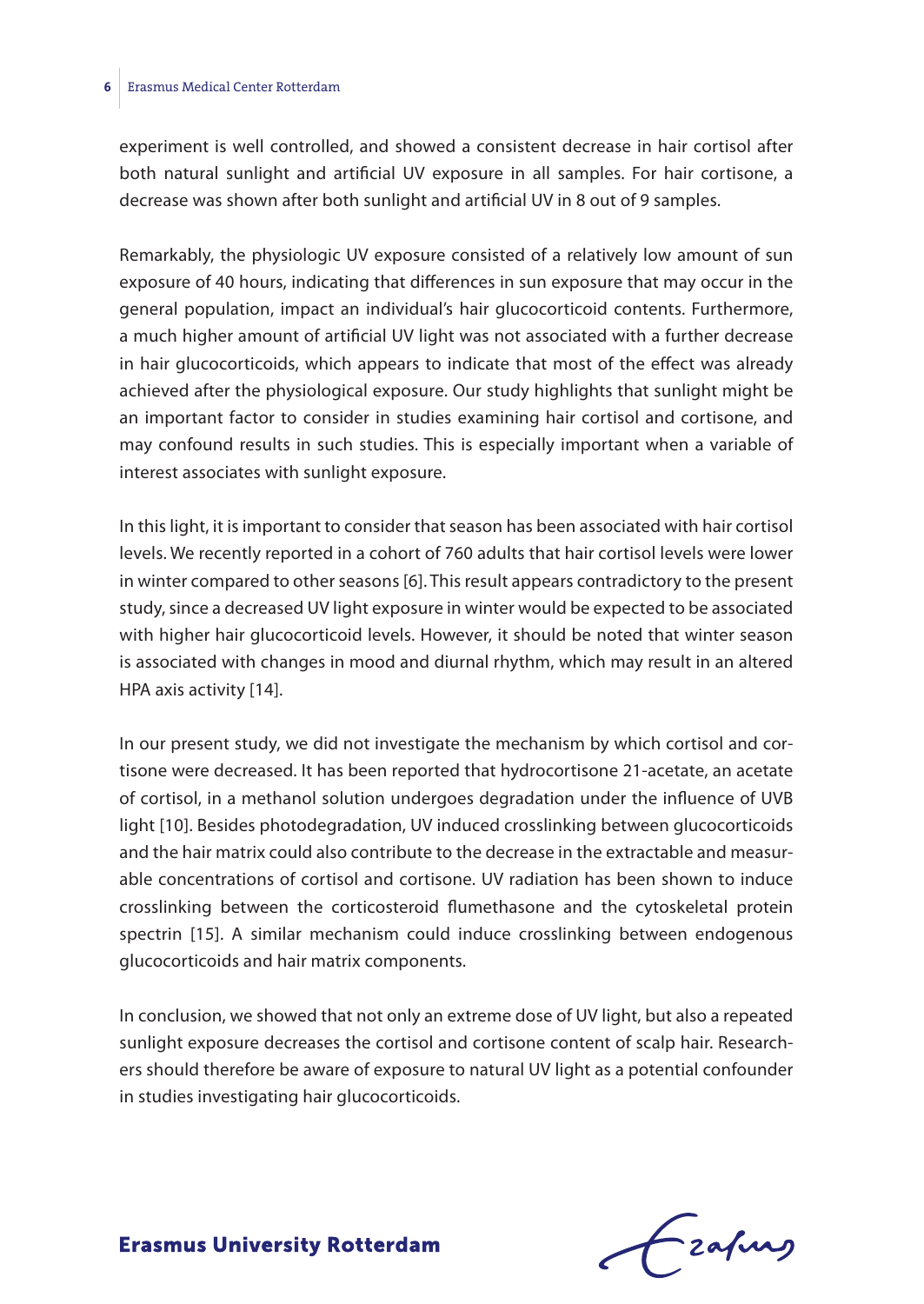experiment is well controlled, and showed a consistent decrease in hair cortisol after both natural sunlight and artificial UV exposure in all samples. For hair cortisone, a decrease was shown after both sunlight and artificial UV in 8 out of 9 samples.

Remarkably, the physiologic UV exposure consisted of a relatively low amount of sun exposure of 40 hours, indicating that differences in sun exposure that may occur in the general population, impact an individual's hair glucocorticoid contents. Furthermore, a much higher amount of artificial UV light was not associated with a further decrease in hair glucocorticoids, which appears to indicate that most of the effect was already achieved after the physiological exposure. Our study highlights that sunlight might be an important factor to consider in studies examining hair cortisol and cortisone, and may confound results in such studies. This is especially important when a variable of interest associates with sunlight exposure.

In this light, it is important to consider that season has been associated with hair cortisol levels. We recently reported in a cohort of 760 adults that hair cortisol levels were lower in winter compared to other seasons [6]. This result appears contradictory to the present study, since a decreased UV light exposure in winter would be expected to be associated with higher hair glucocorticoid levels. However, it should be noted that winter season is associated with changes in mood and diurnal rhythm, which may result in an altered HPA axis activity [14].

In our present study, we did not investigate the mechanism by which cortisol and cortisone were decreased. It has been reported that hydrocortisone 21-acetate, an acetate of cortisol, in a methanol solution undergoes degradation under the influence of UVB light [10]. Besides photodegradation, UV induced crosslinking between glucocorticoids and the hair matrix could also contribute to the decrease in the extractable and measurable concentrations of cortisol and cortisone. UV radiation has been shown to induce crosslinking between the corticosteroid flumethasone and the cytoskeletal protein spectrin [15]. A similar mechanism could induce crosslinking between endogenous glucocorticoids and hair matrix components.

In conclusion, we showed that not only an extreme dose of UV light, but also a repeated sunlight exposure decreases the cortisol and cortisone content of scalp hair. Researchers should therefore be aware of exposure to natural UV light as a potential confounder in studies investigating hair glucocorticoids.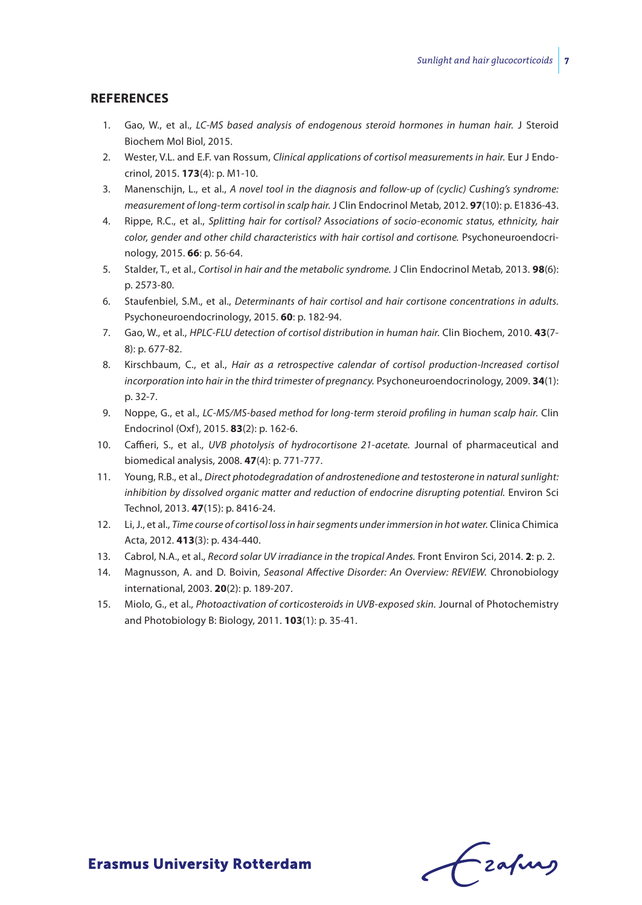## REFERENCES

1. Gao, W., et al., *LC-MS based analysis of endogenous steroid hormones in human hair.* J Steroid Biochem Mol Biol, 2015.
2. Wester, V.L. and E.F. van Rossum, *Clinical applications of cortisol measurements in hair.* Eur J Endocrinol, 2015. **173**(4): p. M1-10.
3. Manenschijn, L., et al., *A novel tool in the diagnosis and follow-up of (cyclic) Cushing's syndrome: measurement of long-term cortisol in scalp hair.* J Clin Endocrinol Metab, 2012. **97**(10): p. E1836-43.
4. Rippe, R.C., et al., *Splitting hair for cortisol? Associations of socio-economic status, ethnicity, hair color, gender and other child characteristics with hair cortisol and cortisone.* Psychoneuroendocrinology, 2015. **66**: p. 56-64.
5. Stalder, T., et al., *Cortisol in hair and the metabolic syndrome.* J Clin Endocrinol Metab, 2013. **98**(6): p. 2573-80.
6. Staufenbiel, S.M., et al., *Determinants of hair cortisol and hair cortisone concentrations in adults.* Psychoneuroendocrinology, 2015. **60**: p. 182-94.
7. Gao, W., et al., *HPLC-FLU detection of cortisol distribution in human hair.* Clin Biochem, 2010. **43**(7-8): p. 677-82.
8. Kirschbaum, C., et al., *Hair as a retrospective calendar of cortisol production-Increased cortisol incorporation into hair in the third trimester of pregnancy.* Psychoneuroendocrinology, 2009. **34**(1): p. 32-7.
9. Noppe, G., et al., *LC-MS/MS-based method for long-term steroid profiling in human scalp hair.* Clin Endocrinol (Oxf), 2015. **83**(2): p. 162-6.
10. Caffieri, S., et al., *UVB photolysis of hydrocortisone 21-acetate.* Journal of pharmaceutical and biomedical analysis, 2008. **47**(4): p. 771-777.
11. Young, R.B., et al., *Direct photodegradation of androstenedione and testosterone in natural sunlight: inhibition by dissolved organic matter and reduction of endocrine disrupting potential.* Environ Sci Technol, 2013. **47**(15): p. 8416-24.
12. Li, J., et al., *Time course of cortisol loss in hair segments under immersion in hot water.* Clinica Chimica Acta, 2012. **413**(3): p. 434-440.
13. Cabrol, N.A., et al., *Record solar UV irradiance in the tropical Andes.* Front Environ Sci, 2014. **2**: p. 2.
14. Magnusson, A. and D. Boivin, *Seasonal Affective Disorder: An Overview: REVIEW.* Chronobiology international, 2003. **20**(2): p. 189-207.
15. Miolo, G., et al., *Photoactivation of corticosteroids in UVB-exposed skin.* Journal of Photochemistry and Photobiology B: Biology, 2011. **103**(1): p. 35-41.